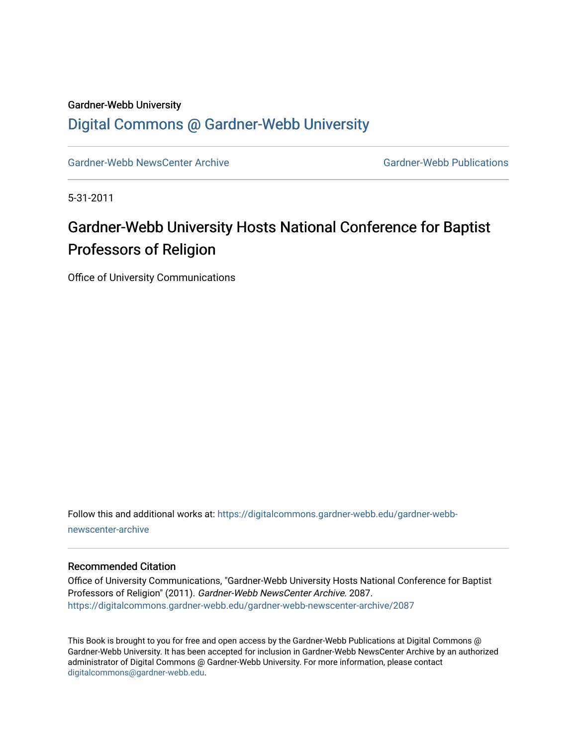Gardner-Webb University

# Digital Commons @ Gardner-Webb University

Gardner-Webb NewsCenter Archive | Gardner-Webb Publications

5-31-2011

## Gardner-Webb University Hosts National Conference for Baptist Professors of Religion

Office of University Communications

Follow this and additional works at: https://digitalcommons.gardner-webb.edu/gardner-webb-newscenter-archive

### Recommended Citation

Office of University Communications, "Gardner-Webb University Hosts National Conference for Baptist Professors of Religion" (2011). *Gardner-Webb NewsCenter Archive*. 2087.
https://digitalcommons.gardner-webb.edu/gardner-webb-newscenter-archive/2087

This Book is brought to you for free and open access by the Gardner-Webb Publications at Digital Commons @ Gardner-Webb University. It has been accepted for inclusion in Gardner-Webb NewsCenter Archive by an authorized administrator of Digital Commons @ Gardner-Webb University. For more information, please contact digitalcommons@gardner-webb.edu.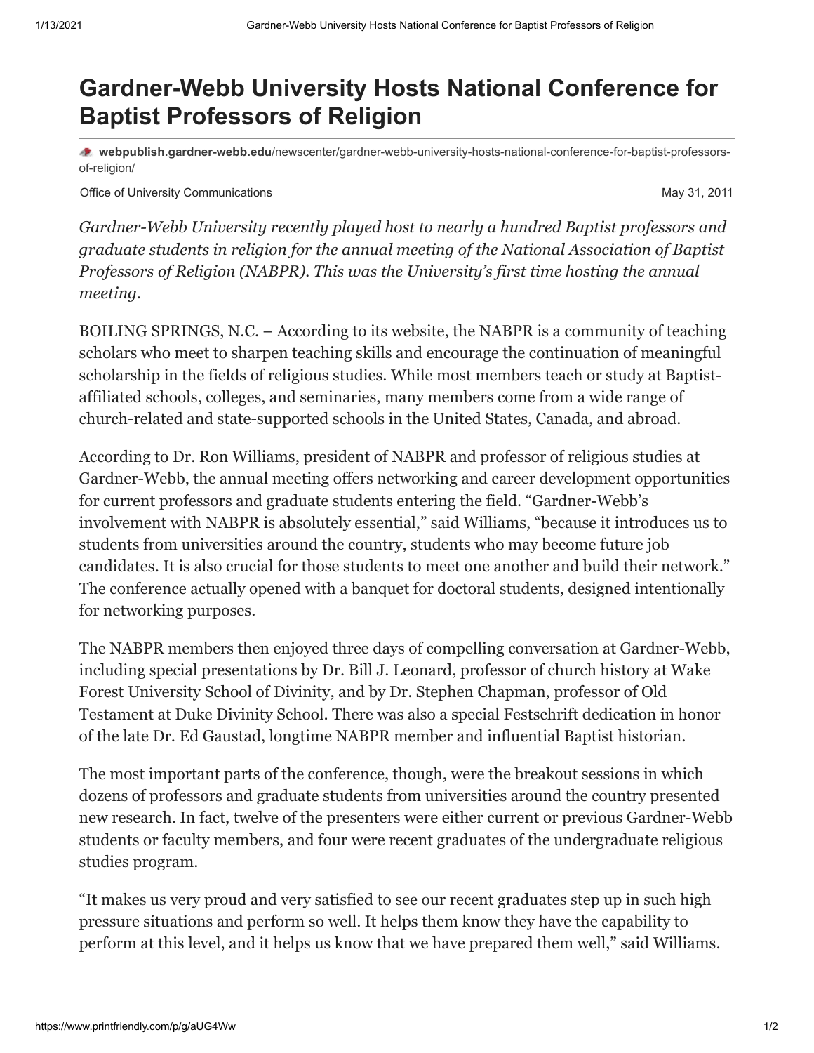# Gardner-Webb University Hosts National Conference for Baptist Professors of Religion

**webpublish.gardner-webb.edu**/newscenter/gardner-webb-university-hosts-national-conference-for-baptist-professors-of-religion/

Office of University Communications — May 31, 2011

*Gardner-Webb University recently played host to nearly a hundred Baptist professors and graduate students in religion for the annual meeting of the National Association of Baptist Professors of Religion (NABPR). This was the University's first time hosting the annual meeting.*

BOILING SPRINGS, N.C. – According to its website, the NABPR is a community of teaching scholars who meet to sharpen teaching skills and encourage the continuation of meaningful scholarship in the fields of religious studies. While most members teach or study at Baptist-affiliated schools, colleges, and seminaries, many members come from a wide range of church-related and state-supported schools in the United States, Canada, and abroad.

According to Dr. Ron Williams, president of NABPR and professor of religious studies at Gardner-Webb, the annual meeting offers networking and career development opportunities for current professors and graduate students entering the field. "Gardner-Webb's involvement with NABPR is absolutely essential," said Williams, "because it introduces us to students from universities around the country, students who may become future job candidates. It is also crucial for those students to meet one another and build their network." The conference actually opened with a banquet for doctoral students, designed intentionally for networking purposes.

The NABPR members then enjoyed three days of compelling conversation at Gardner-Webb, including special presentations by Dr. Bill J. Leonard, professor of church history at Wake Forest University School of Divinity, and by Dr. Stephen Chapman, professor of Old Testament at Duke Divinity School. There was also a special Festschrift dedication in honor of the late Dr. Ed Gaustad, longtime NABPR member and influential Baptist historian.

The most important parts of the conference, though, were the breakout sessions in which dozens of professors and graduate students from universities around the country presented new research. In fact, twelve of the presenters were either current or previous Gardner-Webb students or faculty members, and four were recent graduates of the undergraduate religious studies program.

"It makes us very proud and very satisfied to see our recent graduates step up in such high pressure situations and perform so well. It helps them know they have the capability to perform at this level, and it helps us know that we have prepared them well," said Williams.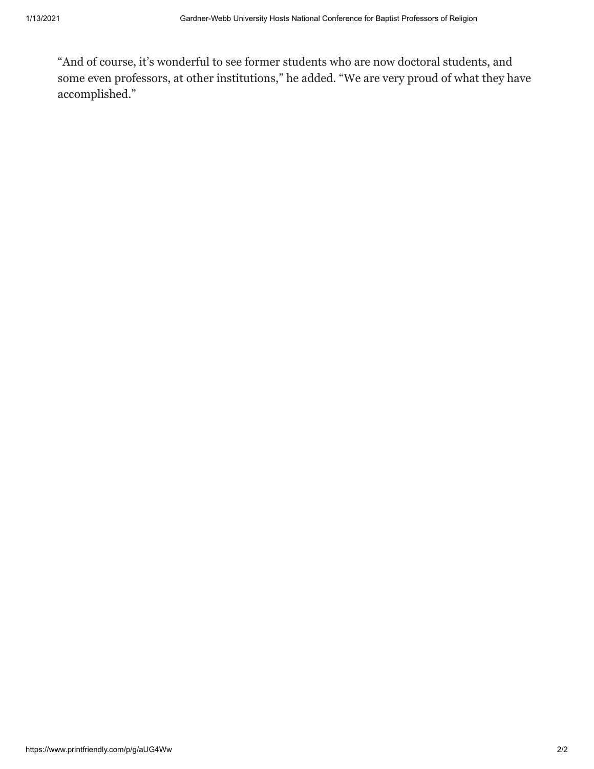"And of course, it's wonderful to see former students who are now doctoral students, and some even professors, at other institutions," he added. "We are very proud of what they have accomplished."